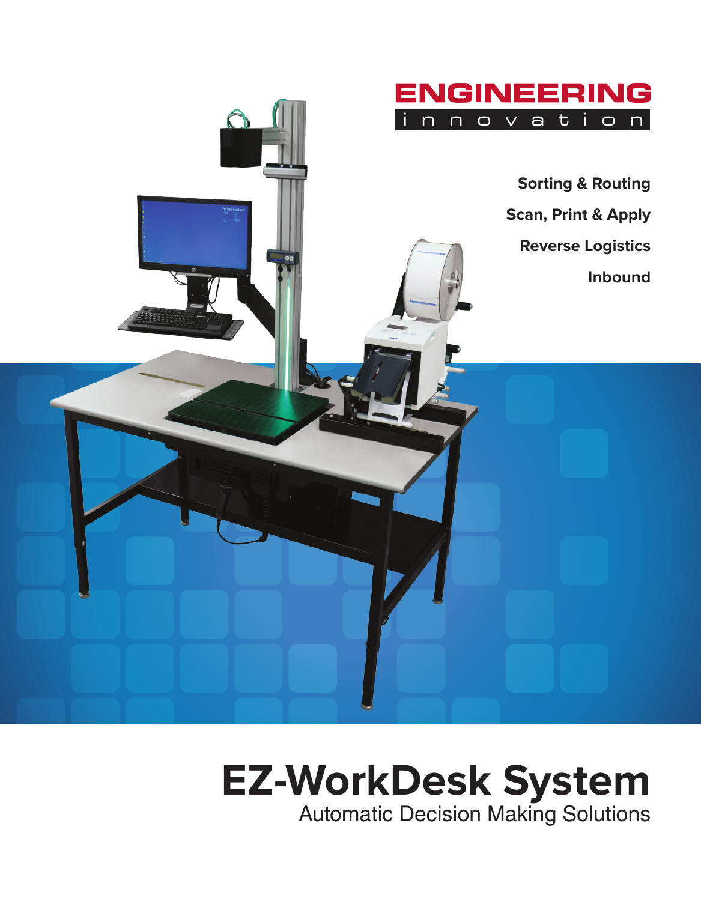ENGINEERING
innovation

**Sorting & Routing**

**Scan, Print & Apply**

**Reverse Logistics**

**Inbound**

# EZ-WorkDesk System

Automatic Decision Making Solutions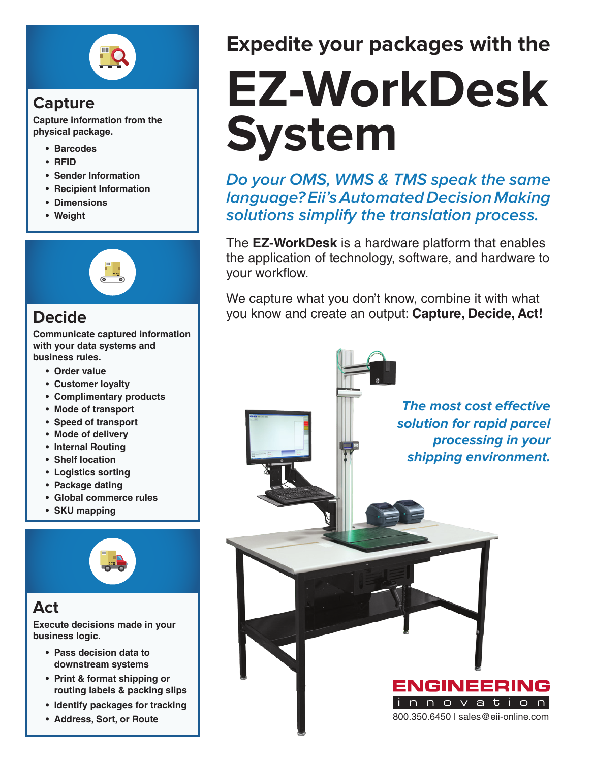# Expedite your packages with the

# EZ-WorkDesk System

*Do your OMS, WMS & TMS speak the same language? Eii's Automated Decision Making solutions simplify the translation process.*

The **EZ-WorkDesk** is a hardware platform that enables the application of technology, software, and hardware to your workflow.

We capture what you don't know, combine it with what you know and create an output: **Capture, Decide, Act!**

*The most cost effective solution for rapid parcel processing in your shipping environment.*

## Capture

**Capture information from the physical package.**

- **Barcodes**
- **RFID**
- **Sender Information**
- **Recipient Information**
- **Dimensions**
- **Weight**

## Decide

**Communicate captured information with your data systems and business rules.**

- **Order value**
- **Customer loyalty**
- **Complimentary products**
- **Mode of transport**
- **Speed of transport**
- **Mode of delivery**
- **Internal Routing**
- **Shelf location**
- **Logistics sorting**
- **Package dating**
- **Global commerce rules**
- **SKU mapping**

## Act

**Execute decisions made in your business logic.**

- **Pass decision data to downstream systems**
- **Print & format shipping or routing labels & packing slips**
- **Identify packages for tracking**
- **Address, Sort, or Route**

**ENGINEERING** innovation

800.350.6450 | sales@eii-online.com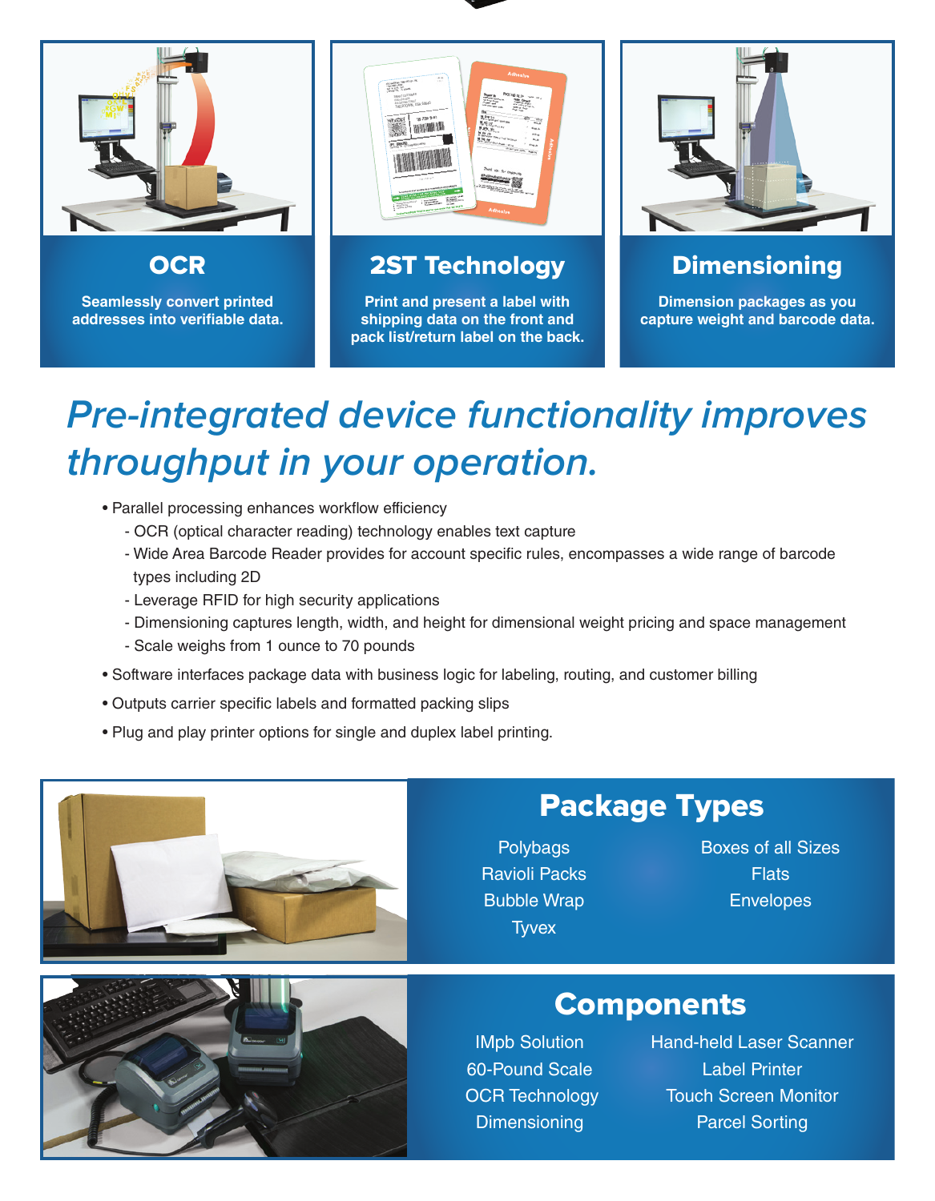## OCR

Seamlessly convert printed addresses into verifiable data.

## 2ST Technology

Print and present a label with shipping data on the front and pack list/return label on the back.

## Dimensioning

Dimension packages as you capture weight and barcode data.

# *Pre-integrated device functionality improves throughput in your operation.*

- Parallel processing enhances workflow efficiency
  - OCR (optical character reading) technology enables text capture
  - Wide Area Barcode Reader provides for account specific rules, encompasses a wide range of barcode types including 2D
  - Leverage RFID for high security applications
  - Dimensioning captures length, width, and height for dimensional weight pricing and space management
  - Scale weighs from 1 ounce to 70 pounds
- Software interfaces package data with business logic for labeling, routing, and customer billing
- Outputs carrier specific labels and formatted packing slips
- Plug and play printer options for single and duplex label printing.

## Package Types

- Polybags
- Ravioli Packs
- Bubble Wrap
- Tyvex
- Boxes of all Sizes
- Flats
- Envelopes

## Components

- IMpb Solution
- 60-Pound Scale
- OCR Technology
- Dimensioning
- Hand-held Laser Scanner
- Label Printer
- Touch Screen Monitor
- Parcel Sorting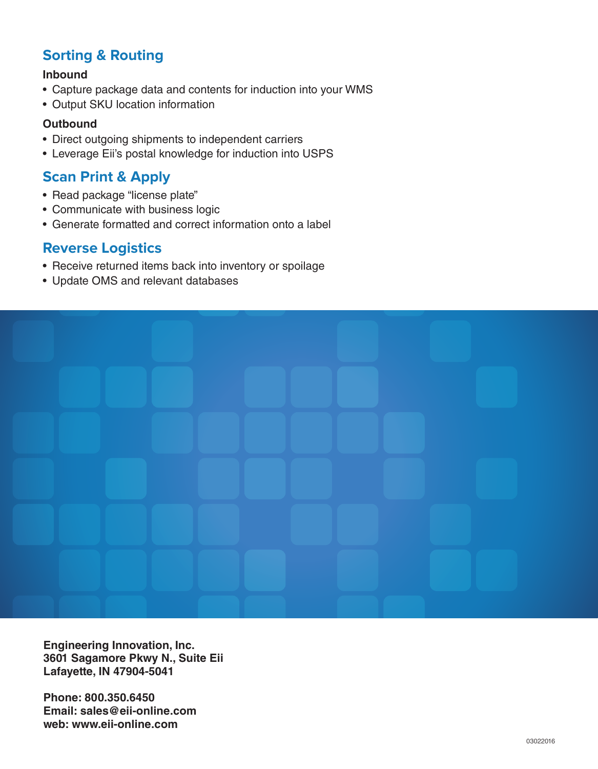## Sorting & Routing

**Inbound**

- Capture package data and contents for induction into your WMS
- Output SKU location information

**Outbound**

- Direct outgoing shipments to independent carriers
- Leverage Eii's postal knowledge for induction into USPS

## Scan Print & Apply

- Read package "license plate"
- Communicate with business logic
- Generate formatted and correct information onto a label

## Reverse Logistics

- Receive returned items back into inventory or spoilage
- Update OMS and relevant databases

**Engineering Innovation, Inc.**
**3601 Sagamore Pkwy N., Suite Eii**
**Lafayette, IN 47904-5041**

**Phone: 800.350.6450**
**Email: sales@eii-online.com**
**web: www.eii-online.com**

03022016